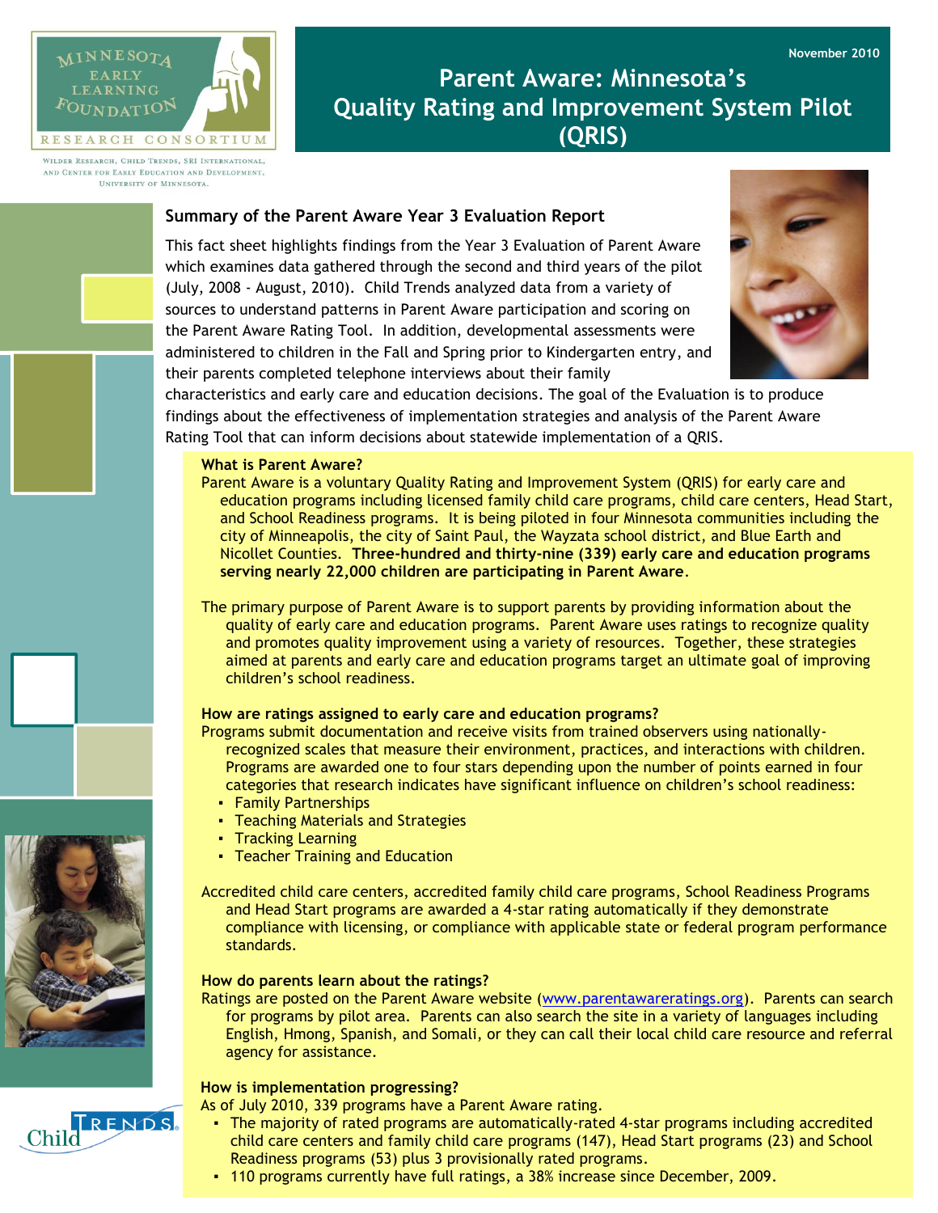MINNESOTA EARLY LEARNING FOUNDATION RESEARCH CONSORTIUM

WILDER RESEARCH, CHILD TRENDS, SRI INTERNATIONAL, AND CENTER FOR EARLY EDUCATION AND DEVELOPMENT, UNIVERSITY OF MINNESOTA.

November 2010

# Parent Aware: Minnesota's Quality Rating and Improvement System Pilot (QRIS)

## Summary of the Parent Aware Year 3 Evaluation Report

This fact sheet highlights findings from the Year 3 Evaluation of Parent Aware which examines data gathered through the second and third years of the pilot (July, 2008 - August, 2010). Child Trends analyzed data from a variety of sources to understand patterns in Parent Aware participation and scoring on the Parent Aware Rating Tool. In addition, developmental assessments were administered to children in the Fall and Spring prior to Kindergarten entry, and their parents completed telephone interviews about their family characteristics and early care and education decisions. The goal of the Evaluation is to produce findings about the effectiveness of implementation strategies and analysis of the Parent Aware Rating Tool that can inform decisions about statewide implementation of a QRIS.

### What is Parent Aware?

Parent Aware is a voluntary Quality Rating and Improvement System (QRIS) for early care and education programs including licensed family child care programs, child care centers, Head Start, and School Readiness programs. It is being piloted in four Minnesota communities including the city of Minneapolis, the city of Saint Paul, the Wayzata school district, and Blue Earth and Nicollet Counties. **Three-hundred and thirty-nine (339) early care and education programs serving nearly 22,000 children are participating in Parent Aware**.

The primary purpose of Parent Aware is to support parents by providing information about the quality of early care and education programs. Parent Aware uses ratings to recognize quality and promotes quality improvement using a variety of resources. Together, these strategies aimed at parents and early care and education programs target an ultimate goal of improving children's school readiness.

### How are ratings assigned to early care and education programs?

Programs submit documentation and receive visits from trained observers using nationally-recognized scales that measure their environment, practices, and interactions with children. Programs are awarded one to four stars depending upon the number of points earned in four categories that research indicates have significant influence on children's school readiness:

- Family Partnerships
- Teaching Materials and Strategies
- Tracking Learning
- Teacher Training and Education

Accredited child care centers, accredited family child care programs, School Readiness Programs and Head Start programs are awarded a 4-star rating automatically if they demonstrate compliance with licensing, or compliance with applicable state or federal program performance standards.

### How do parents learn about the ratings?

Ratings are posted on the Parent Aware website (www.parentawareratings.org). Parents can search for programs by pilot area. Parents can also search the site in a variety of languages including English, Hmong, Spanish, and Somali, or they can call their local child care resource and referral agency for assistance.

### How is implementation progressing?

As of July 2010, 339 programs have a Parent Aware rating.

- The majority of rated programs are automatically-rated 4-star programs including accredited child care centers and family child care programs (147), Head Start programs (23) and School Readiness programs (53) plus 3 provisionally rated programs.
- 110 programs currently have full ratings, a 38% increase since December, 2009.

Child TRENDS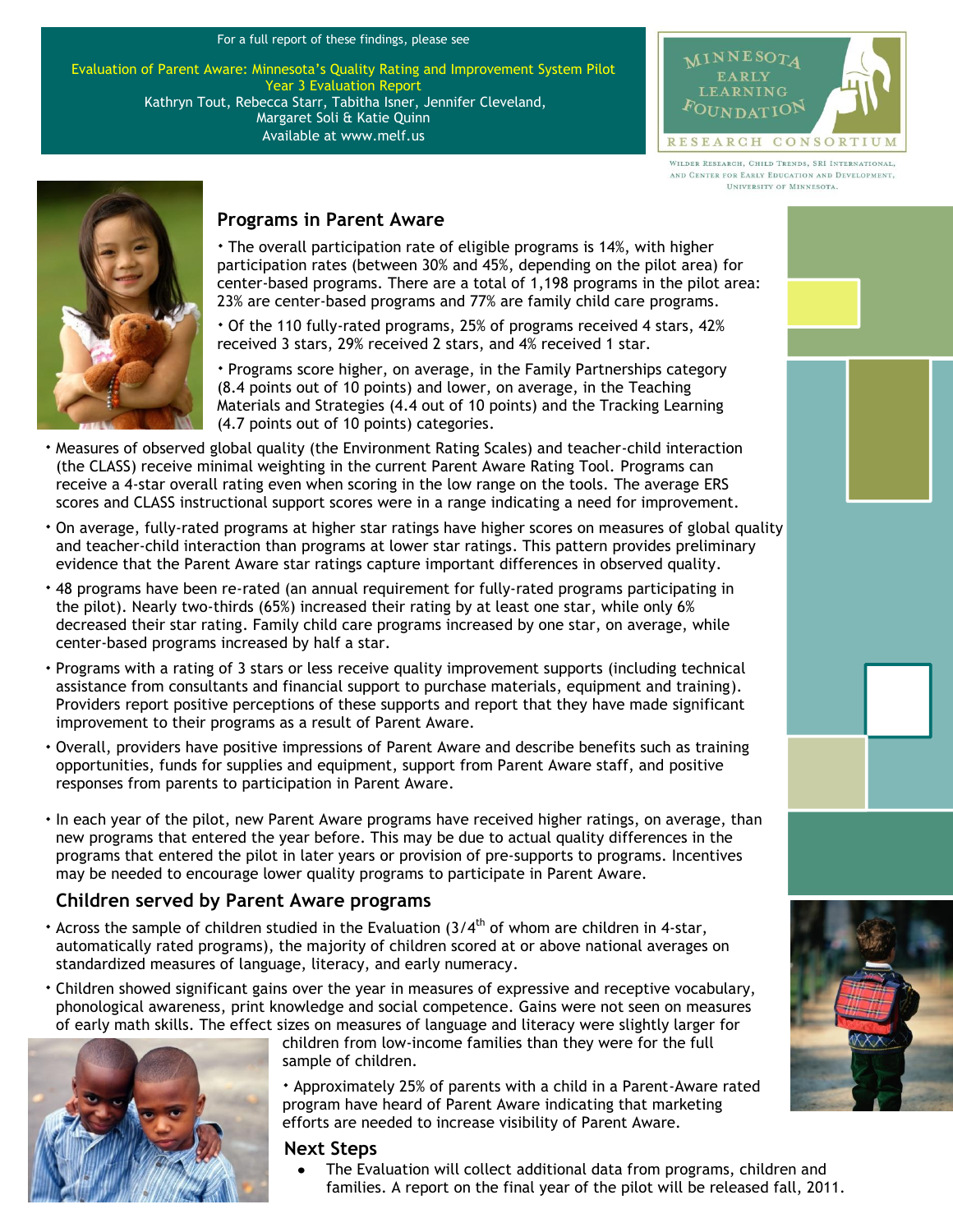For a full report of these findings, please see

Evaluation of Parent Aware: Minnesota's Quality Rating and Improvement System Pilot Year 3 Evaluation Report
Kathryn Tout, Rebecca Starr, Tabitha Isner, Jennifer Cleveland, Margaret Soli & Katie Quinn
Available at www.melf.us

MINNESOTA EARLY LEARNING FOUNDATION
RESEARCH CONSORTIUM
Wilder Research, Child Trends, SRI International, and Center for Early Education and Development, University of Minnesota.

## Programs in Parent Aware

- The overall participation rate of eligible programs is 14%, with higher participation rates (between 30% and 45%, depending on the pilot area) for center-based programs. There are a total of 1,198 programs in the pilot area: 23% are center-based programs and 77% are family child care programs.
- Of the 110 fully-rated programs, 25% of programs received 4 stars, 42% received 3 stars, 29% received 2 stars, and 4% received 1 star.
- Programs score higher, on average, in the Family Partnerships category (8.4 points out of 10 points) and lower, on average, in the Teaching Materials and Strategies (4.4 out of 10 points) and the Tracking Learning (4.7 points out of 10 points) categories.
- Measures of observed global quality (the Environment Rating Scales) and teacher-child interaction (the CLASS) receive minimal weighting in the current Parent Aware Rating Tool. Programs can receive a 4-star overall rating even when scoring in the low range on the tools. The average ERS scores and CLASS instructional support scores were in a range indicating a need for improvement.
- On average, fully-rated programs at higher star ratings have higher scores on measures of global quality and teacher-child interaction than programs at lower star ratings. This pattern provides preliminary evidence that the Parent Aware star ratings capture important differences in observed quality.
- 48 programs have been re-rated (an annual requirement for fully-rated programs participating in the pilot). Nearly two-thirds (65%) increased their rating by at least one star, while only 6% decreased their star rating. Family child care programs increased by one star, on average, while center-based programs increased by half a star.
- Programs with a rating of 3 stars or less receive quality improvement supports (including technical assistance from consultants and financial support to purchase materials, equipment and training). Providers report positive perceptions of these supports and report that they have made significant improvement to their programs as a result of Parent Aware.
- Overall, providers have positive impressions of Parent Aware and describe benefits such as training opportunities, funds for supplies and equipment, support from Parent Aware staff, and positive responses from parents to participation in Parent Aware.
- In each year of the pilot, new Parent Aware programs have received higher ratings, on average, than new programs that entered the year before. This may be due to actual quality differences in the programs that entered the pilot in later years or provision of pre-supports to programs. Incentives may be needed to encourage lower quality programs to participate in Parent Aware.

## Children served by Parent Aware programs

- Across the sample of children studied in the Evaluation (3/4th of whom are children in 4-star, automatically rated programs), the majority of children scored at or above national averages on standardized measures of language, literacy, and early numeracy.
- Children showed significant gains over the year in measures of expressive and receptive vocabulary, phonological awareness, print knowledge and social competence. Gains were not seen on measures of early math skills. The effect sizes on measures of language and literacy were slightly larger for children from low-income families than they were for the full sample of children.
- Approximately 25% of parents with a child in a Parent-Aware rated program have heard of Parent Aware indicating that marketing efforts are needed to increase visibility of Parent Aware.

## Next Steps

- The Evaluation will collect additional data from programs, children and families. A report on the final year of the pilot will be released fall, 2011.